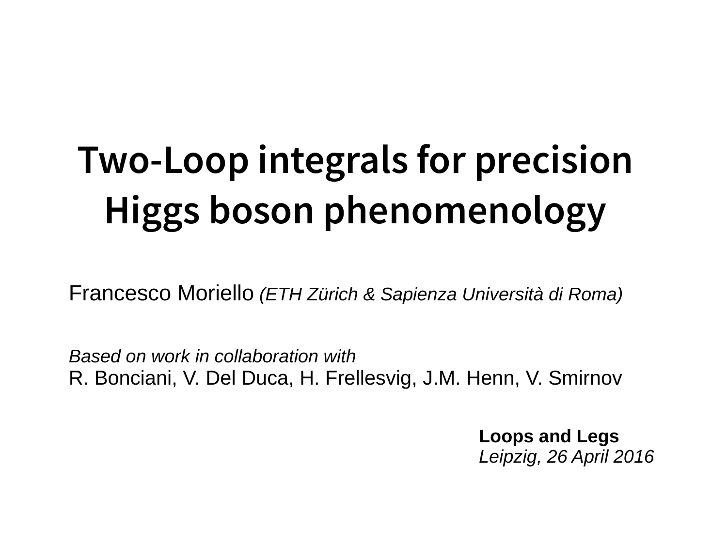# Two-Loop integrals for precision Higgs boson phenomenology

Francesco Moriello *(ETH Zürich & Sapienza Università di Roma)*

*Based on work in collaboration with*
R. Bonciani, V. Del Duca, H. Frellesvig, J.M. Henn, V. Smirnov

**Loops and Legs**
*Leipzig, 26 April 2016*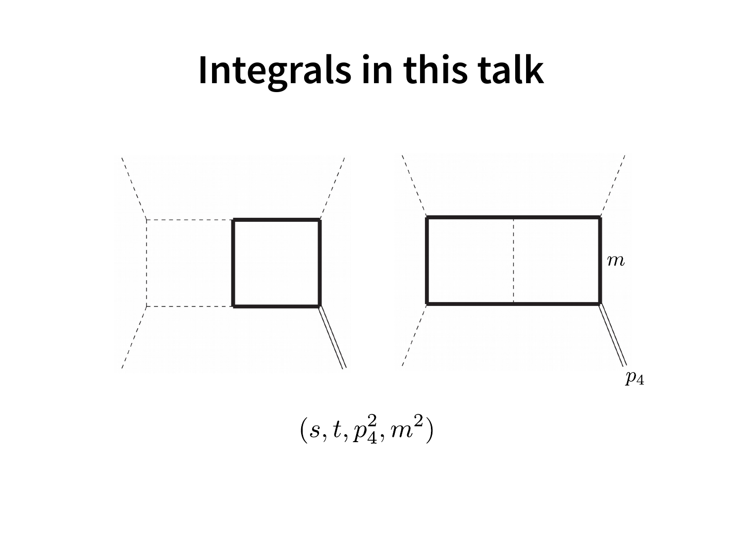# Integrals in this talk

$m$

$p_4$

$$(s, t, p_4^2, m^2)$$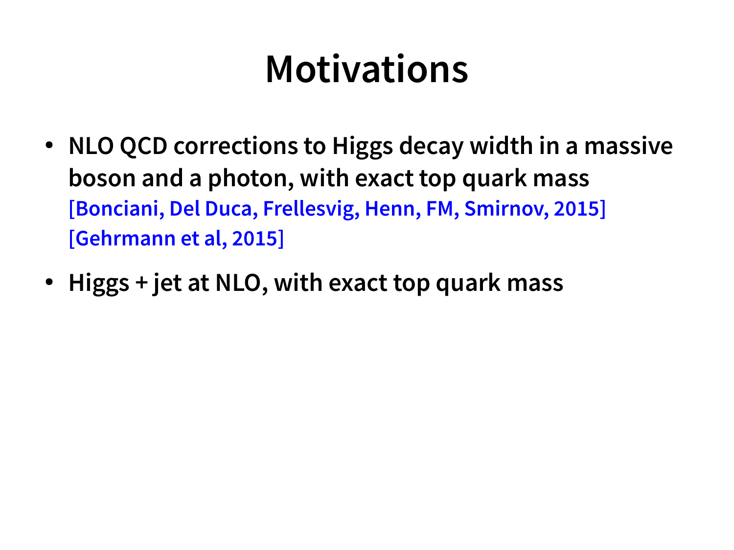# Motivations

- **NLO QCD corrections to Higgs decay width in a massive boson and a photon, with exact top quark mass**
  **[Bonciani, Del Duca, Frellesvig, Henn, FM, Smirnov, 2015]**
  **[Gehrmann et al, 2015]**
- **Higgs + jet at NLO, with exact top quark mass**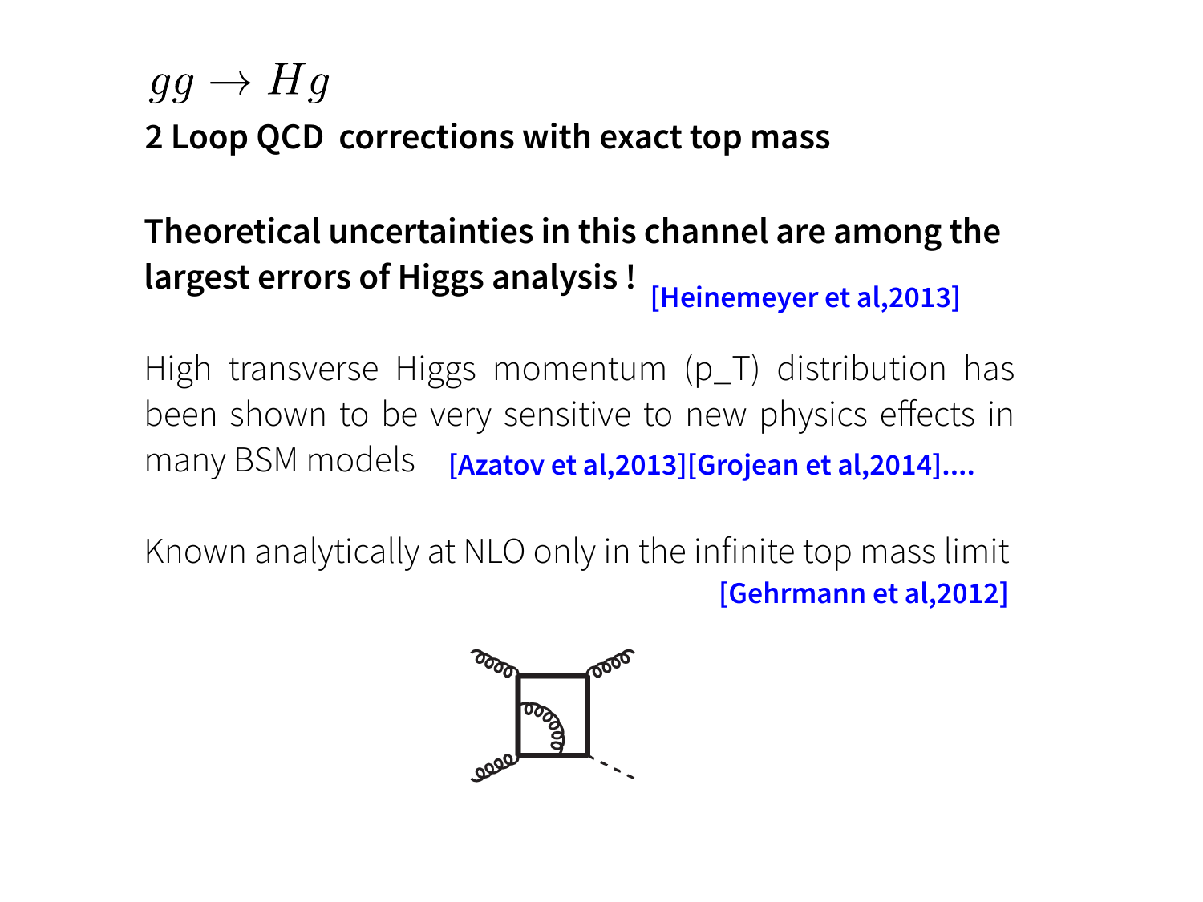## $gg \to Hg$

**2 Loop QCD corrections with exact top mass**

**Theoretical uncertainties in this channel are among the largest errors of Higgs analysis !** **[Heinemeyer et al,2013]**

High transverse Higgs momentum (p_T) distribution has been shown to be very sensitive to new physics effects in many BSM models **[Azatov et al,2013][Grojean et al,2014]....**

Known analytically at NLO only in the infinite top mass limit **[Gehrmann et al,2012]**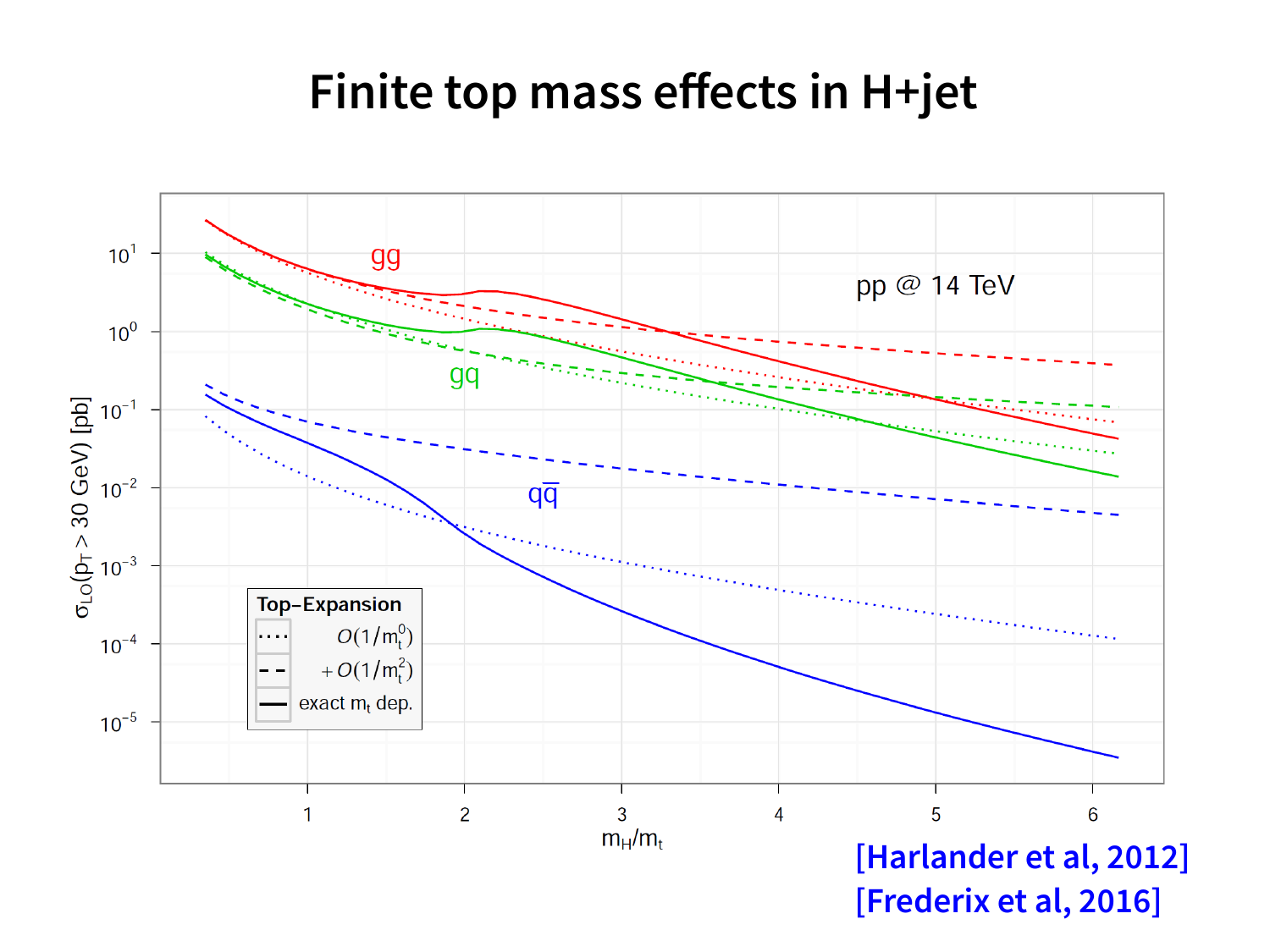# Finite top mass effects in H+jet

[Harlander et al, 2012]
[Frederix et al, 2016]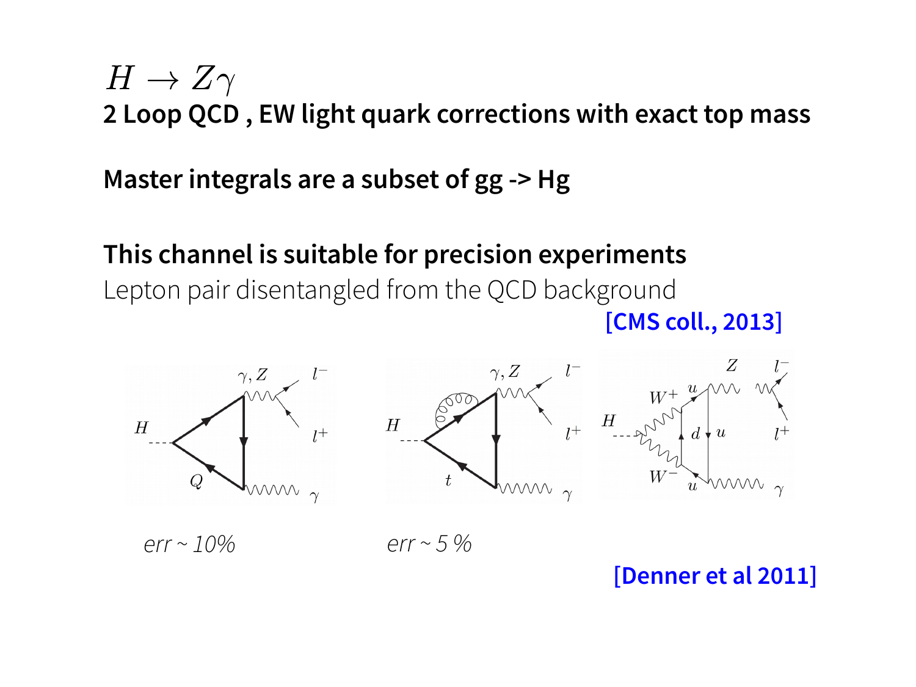# $H \to Z\gamma$

**2 Loop QCD , EW light quark corrections with exact top mass**

**Master integrals are a subset of gg -> Hg**

**This channel is suitable for precision experiments**

Lepton pair disentangled from the QCD background

[CMS coll., 2013]

*err ~ 10%*

*err ~ 5 %*

[Denner et al 2011]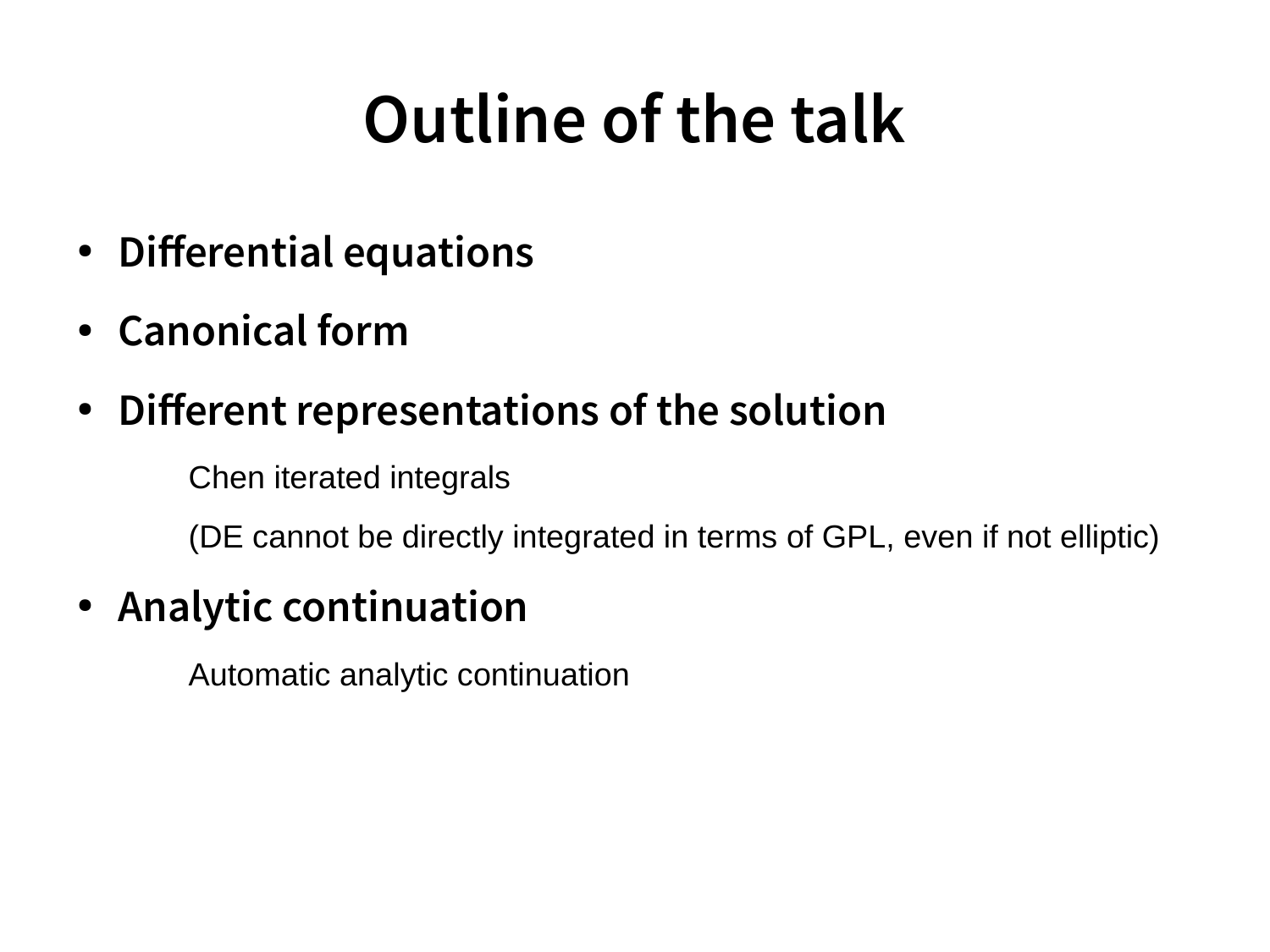# Outline of the talk

- **Differential equations**
- **Canonical form**
- **Different representations of the solution**

  Chen iterated integrals

  (DE cannot be directly integrated in terms of GPL, even if not elliptic)

- **Analytic continuation**

  Automatic analytic continuation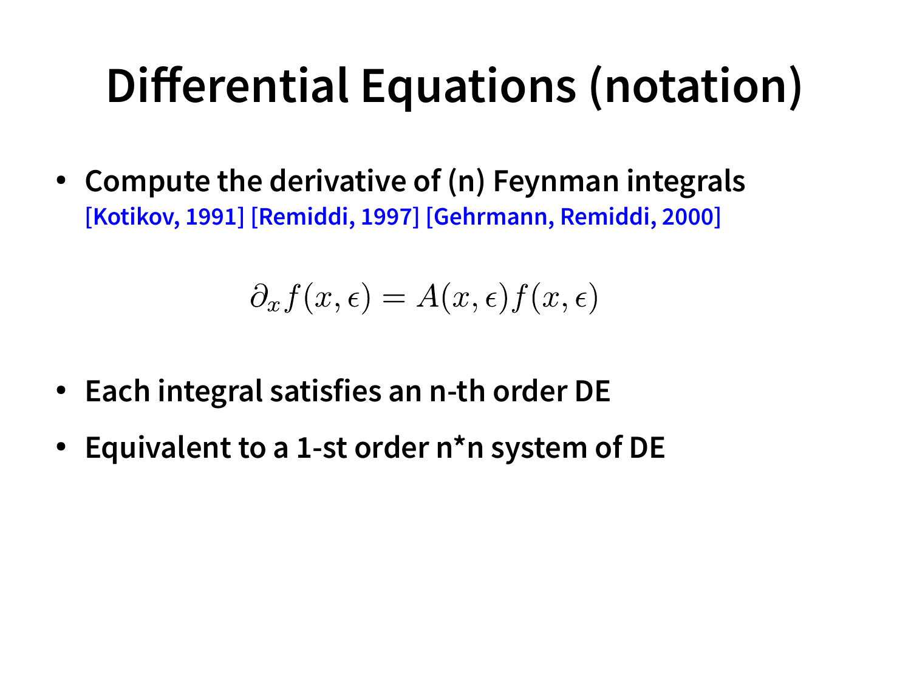# Differential Equations (notation)

- **Compute the derivative of (n) Feynman integrals**
  [Kotikov, 1991] [Remiddi, 1997] [Gehrmann, Remiddi, 2000]

$$\partial_x f(x,\epsilon) = A(x,\epsilon) f(x,\epsilon)$$

- **Each integral satisfies an n-th order DE**
- **Equivalent to a 1-st order n*n system of DE**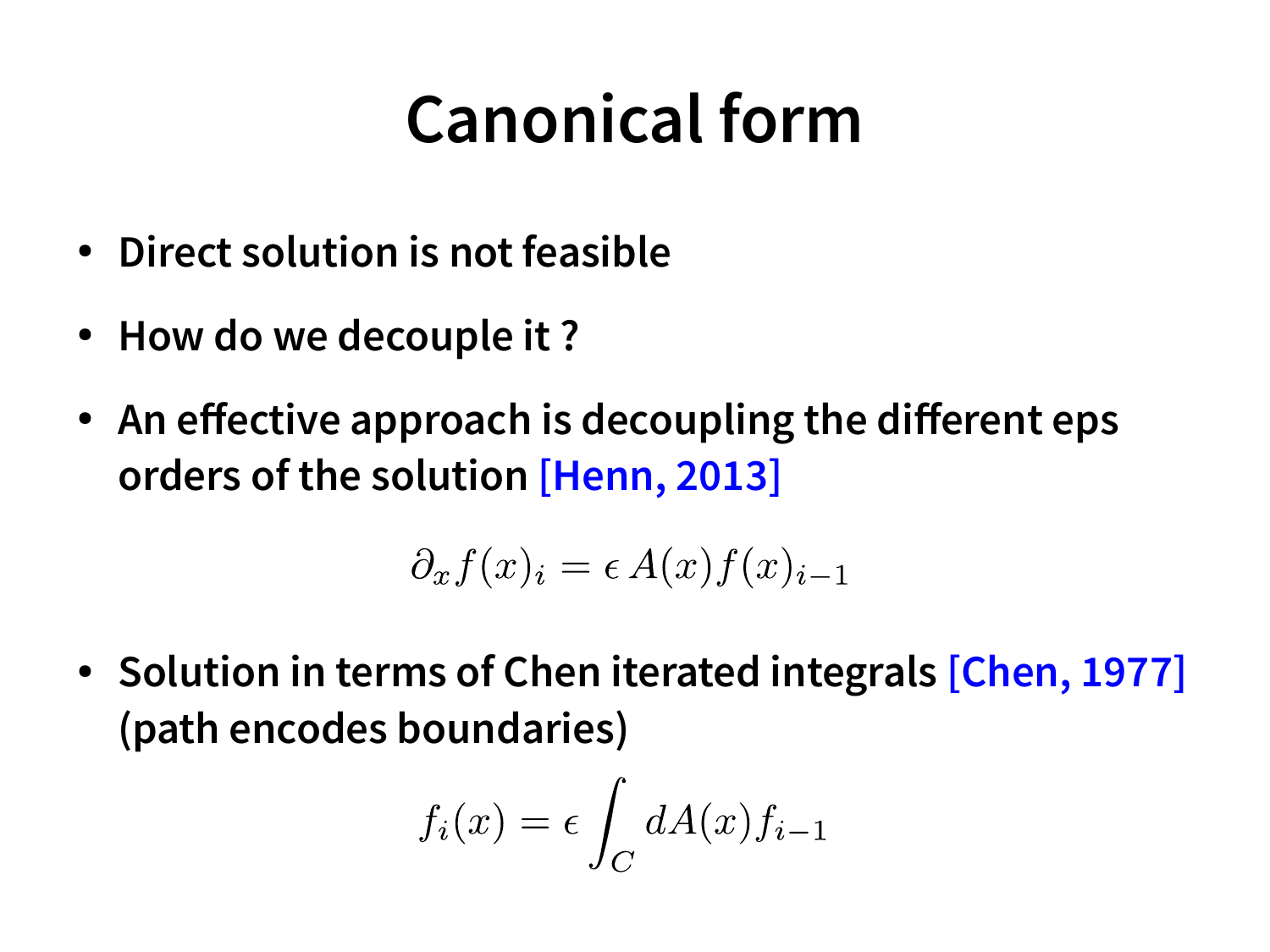# Canonical form

- **Direct solution is not feasible**
- **How do we decouple it ?**
- **An effective approach is decoupling the different eps orders of the solution [Henn, 2013]**

$$\partial_x f(x)_i = \epsilon \, A(x) f(x)_{i-1}$$

- **Solution in terms of Chen iterated integrals [Chen, 1977] (path encodes boundaries)**

$$f_i(x) = \epsilon \int_C dA(x) f_{i-1}$$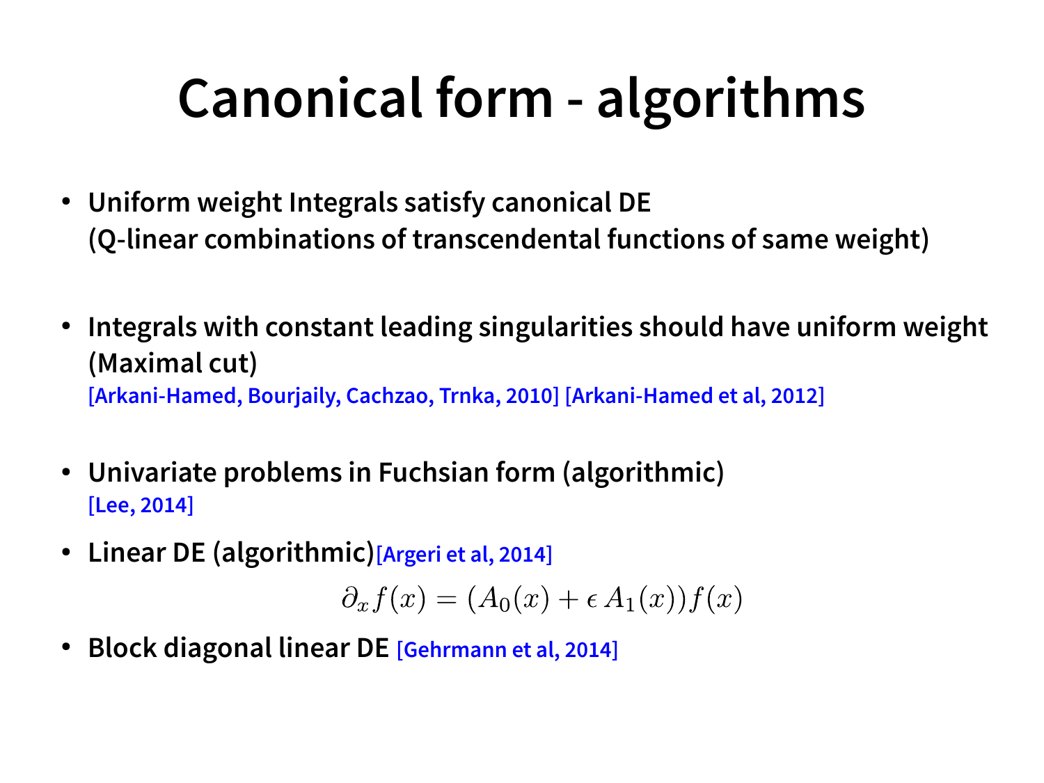# Canonical form - algorithms

- **Uniform weight Integrals satisfy canonical DE (Q-linear combinations of transcendental functions of same weight)**
- **Integrals with constant leading singularities should have uniform weight (Maximal cut)**
  [Arkani-Hamed, Bourjaily, Cachzao, Trnka, 2010] [Arkani-Hamed et al, 2012]
- **Univariate problems in Fuchsian form (algorithmic)**
  [Lee, 2014]
- **Linear DE (algorithmic)** [Argeri et al, 2014]

$$\partial_x f(x) = (A_0(x) + \epsilon\, A_1(x)) f(x)$$

- **Block diagonal linear DE** [Gehrmann et al, 2014]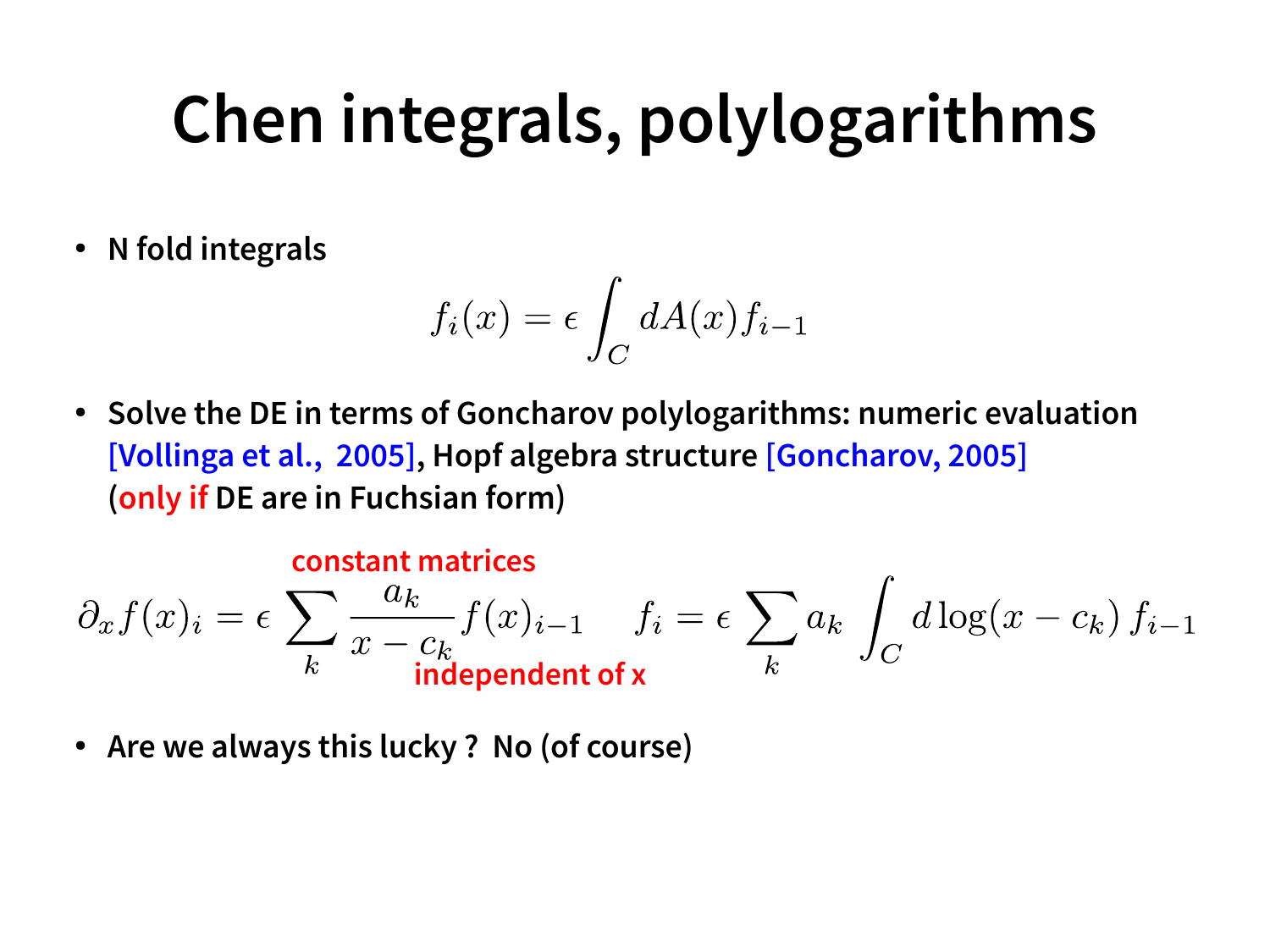# Chen integrals, polylogarithms

- **N fold integrals**

$$f_i(x) = \epsilon \int_C dA(x) f_{i-1}$$

- **Solve the DE in terms of Goncharov polylogarithms: numeric evaluation [Vollinga et al., 2005], Hopf algebra structure [Goncharov, 2005] (only if DE are in Fuchsian form)**

constant matrices

$$\partial_x f(x)_i = \epsilon \sum_k \frac{a_k}{x - c_k} f(x)_{i-1} \qquad f_i = \epsilon \sum_k a_k \int_C d\log(x - c_k)\, f_{i-1}$$

independent of x

- **Are we always this lucky ? No (of course)**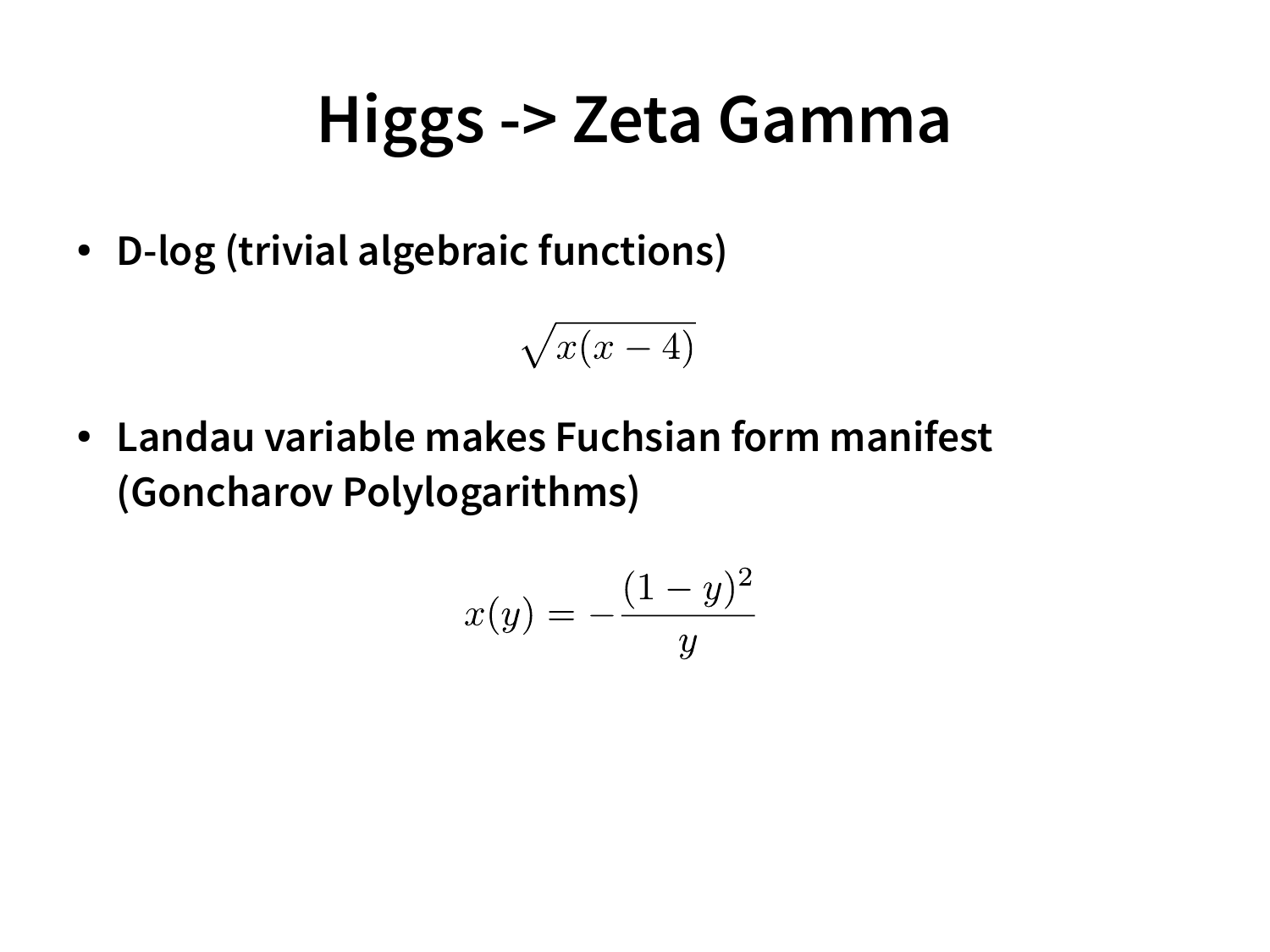# Higgs -> Zeta Gamma

- **D-log (trivial algebraic functions)**

$$\sqrt{x(x-4)}$$

- **Landau variable makes Fuchsian form manifest (Goncharov Polylogarithms)**

$$x(y) = -\frac{(1-y)^2}{y}$$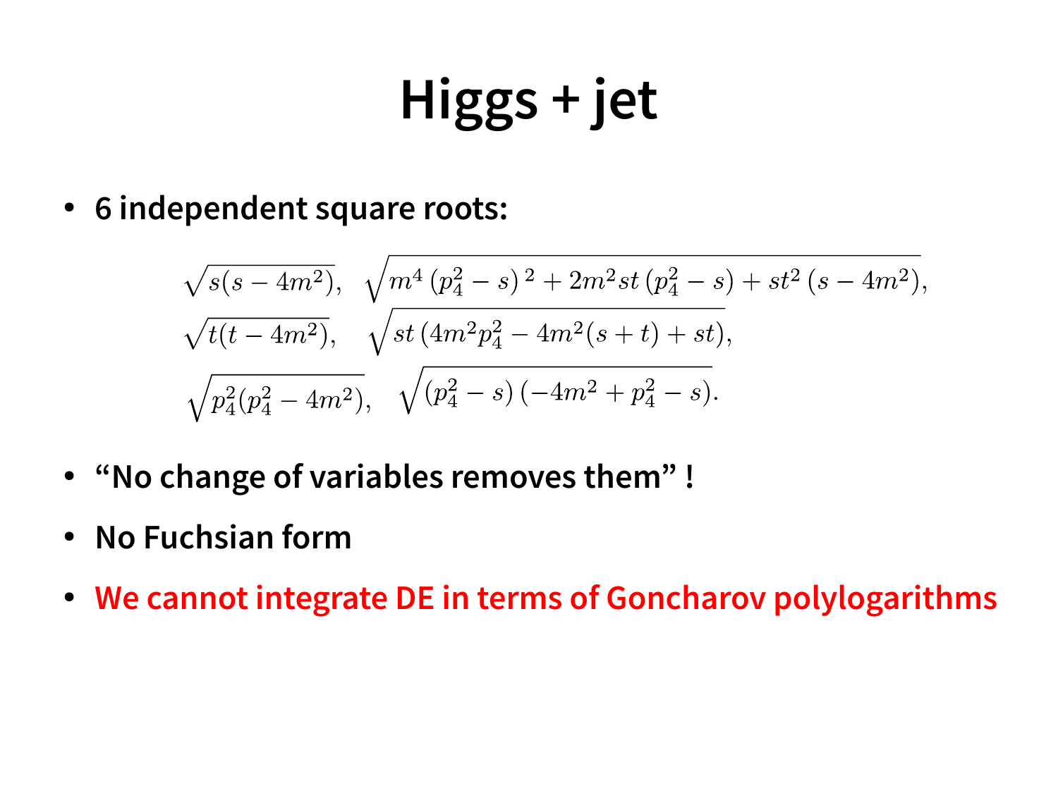# Higgs + jet

- **6 independent square roots:**

$$
\sqrt{s(s-4m^2)}, \quad \sqrt{m^4\left(p_4^2-s\right)^2+2m^2st\left(p_4^2-s\right)+st^2\left(s-4m^2\right)},
$$

$$
\sqrt{t(t-4m^2)}, \quad \sqrt{st\left(4m^2p_4^2-4m^2(s+t)+st\right)},
$$

$$
\sqrt{p_4^2(p_4^2-4m^2)}, \quad \sqrt{\left(p_4^2-s\right)\left(-4m^2+p_4^2-s\right)}.
$$

- **“No change of variables removes them” !**
- **No Fuchsian form**
- **We cannot integrate DE in terms of Goncharov polylogarithms**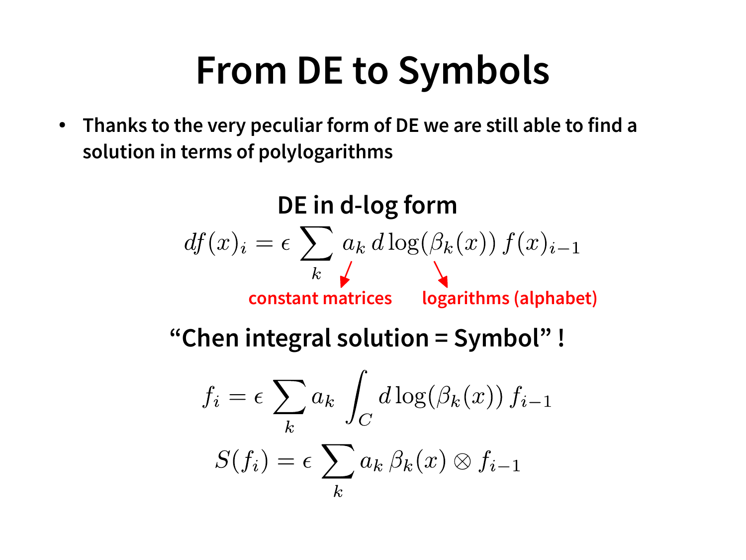# From DE to Symbols

- Thanks to the very peculiar form of DE we are still able to find a solution in terms of polylogarithms

**DE in d-log form**

$$df(x)_i = \epsilon \sum_k a_k \, d\log(\beta_k(x)) \, f(x)_{i-1}$$

constant matrices ($a_k$) — logarithms (alphabet) ($\beta_k(x)$)

**"Chen integral solution = Symbol" !**

$$f_i = \epsilon \sum_k a_k \int_C d\log(\beta_k(x)) \, f_{i-1}$$

$$S(f_i) = \epsilon \sum_k a_k \, \beta_k(x) \otimes f_{i-1}$$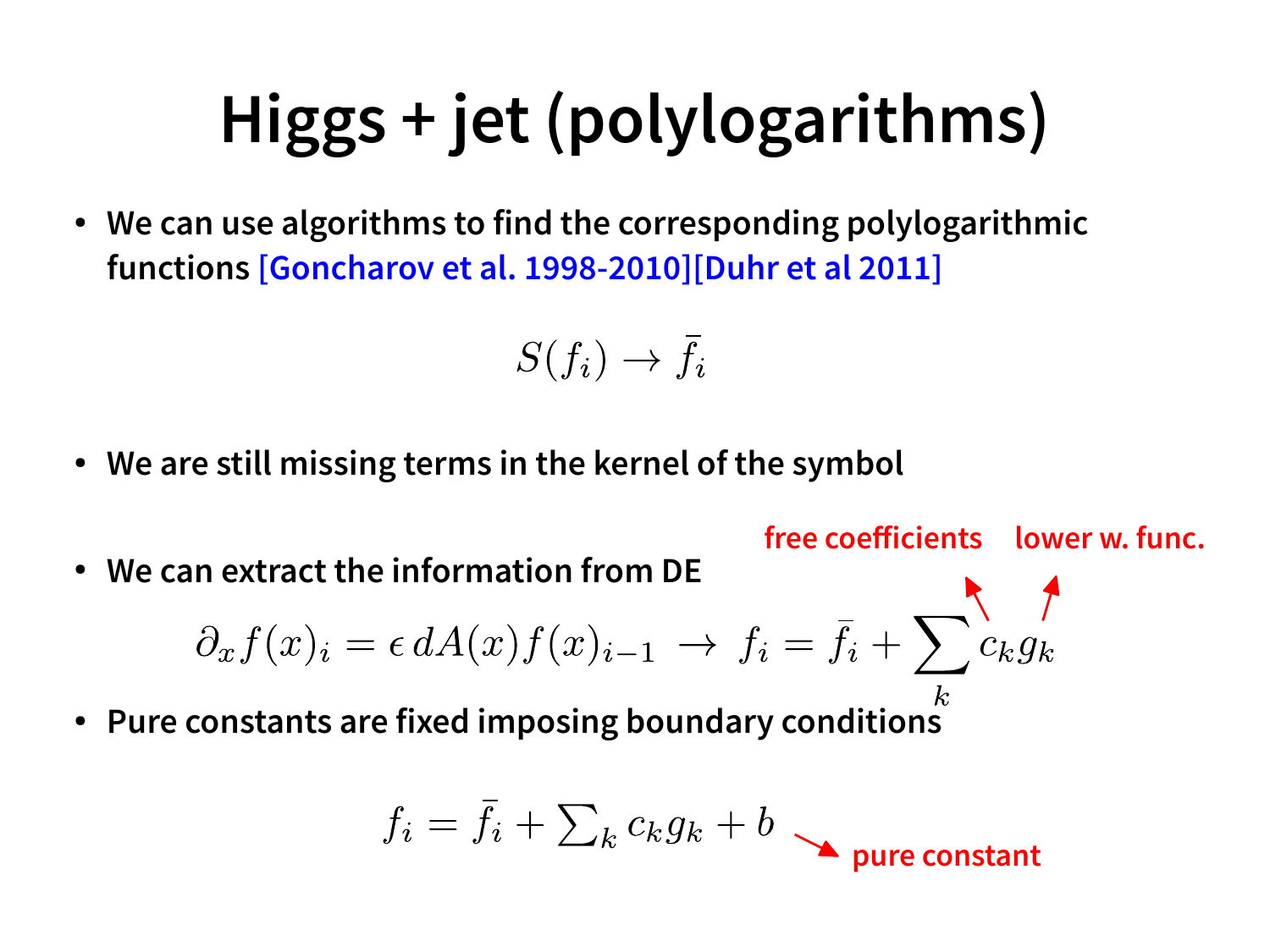# Higgs + jet (polylogarithms)

- We can use algorithms to find the corresponding polylogarithmic functions [Goncharov et al. 1998-2010][Duhr et al 2011]

$$S(f_i) \to \bar{f}_i$$

- We are still missing terms in the kernel of the symbol

- We can extract the information from DE

free coefficients — lower w. func.

$$\partial_x f(x)_i = \epsilon \, dA(x) f(x)_{i-1} \;\to\; f_i = \bar{f}_i + \sum_k c_k g_k$$

- Pure constants are fixed imposing boundary conditions

$$f_i = \bar{f}_i + \sum_k c_k g_k + b$$

pure constant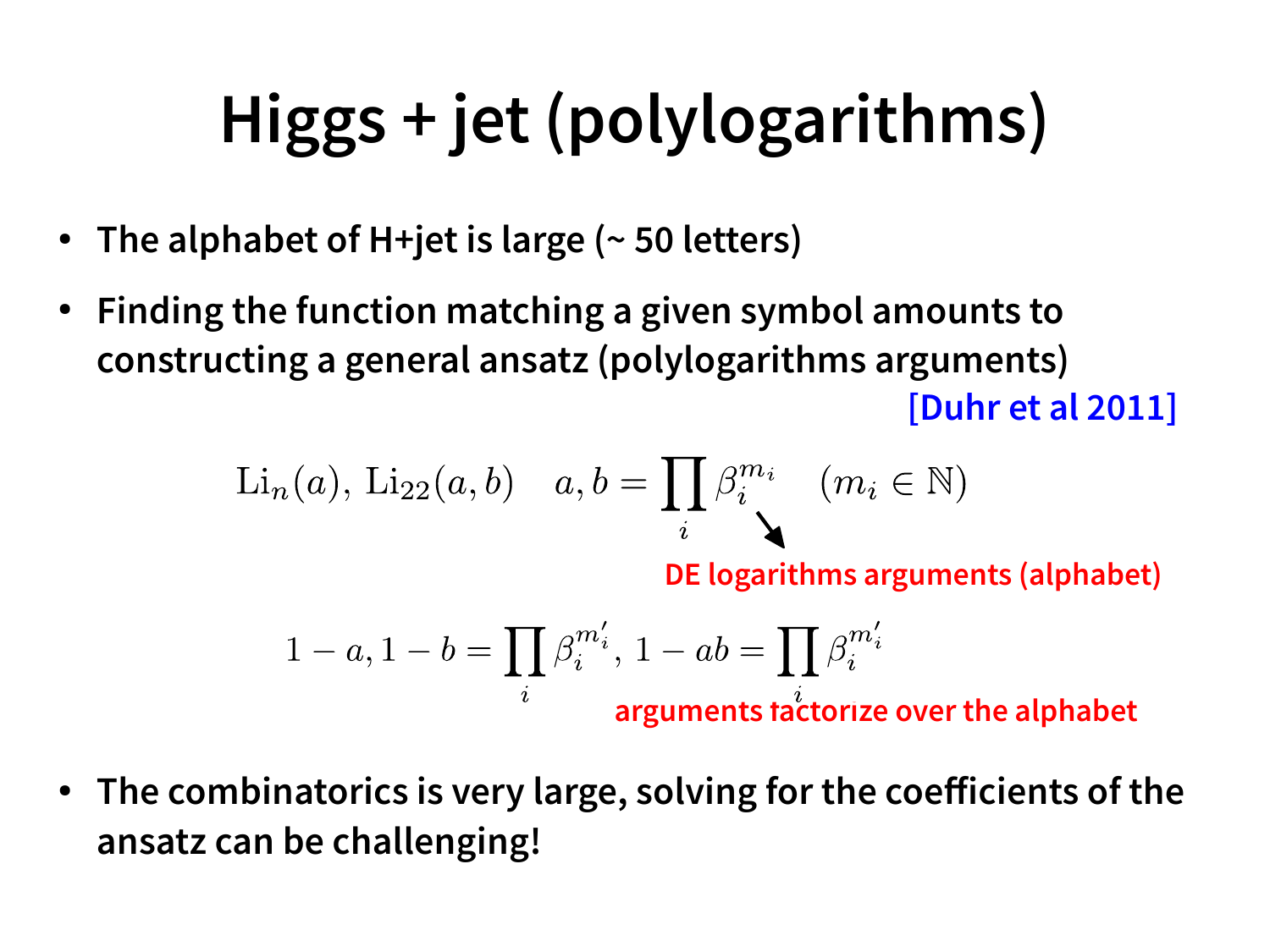# Higgs + jet (polylogarithms)

- **The alphabet of H+jet is large (~ 50 letters)**
- **Finding the function matching a given symbol amounts to constructing a general ansatz (polylogarithms arguments)**

[Duhr et al 2011]

$$\mathrm{Li}_n(a),\ \mathrm{Li}_{22}(a,b) \quad a,b = \prod_i \beta_i^{m_i} \quad (m_i \in \mathbb{N})$$

DE logarithms arguments (alphabet)

$$1-a, 1-b = \prod_i \beta_i^{m'_i},\ 1-ab = \prod_i \beta_i^{m'_i}$$

arguments factorize over the alphabet

- **The combinatorics is very large, solving for the coefficients of the ansatz can be challenging!**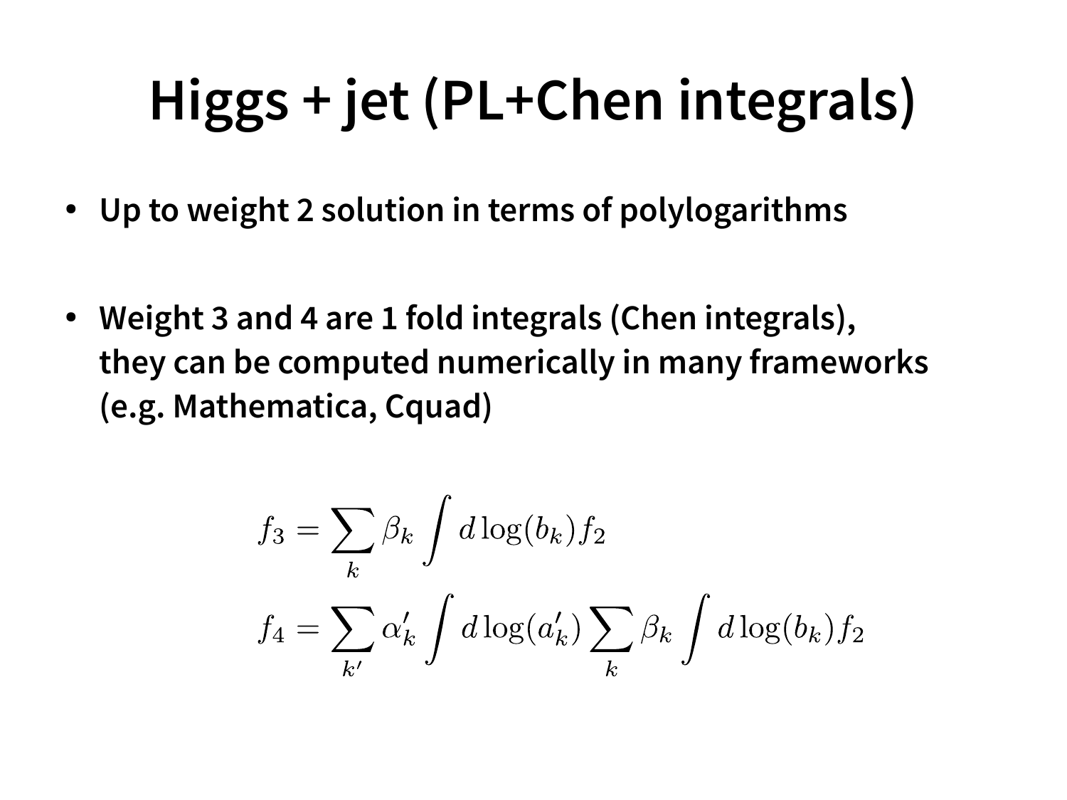# Higgs + jet (PL+Chen integrals)

- **Up to weight 2 solution in terms of polylogarithms**

- **Weight 3 and 4 are 1 fold integrals (Chen integrals), they can be computed numerically in many frameworks (e.g. Mathematica, Cquad)**

$$
\begin{aligned}
f_3 &= \sum_k \beta_k \int d\log(b_k) f_2 \\
f_4 &= \sum_{k'} \alpha'_k \int d\log(a'_k) \sum_k \beta_k \int d\log(b_k) f_2
\end{aligned}
$$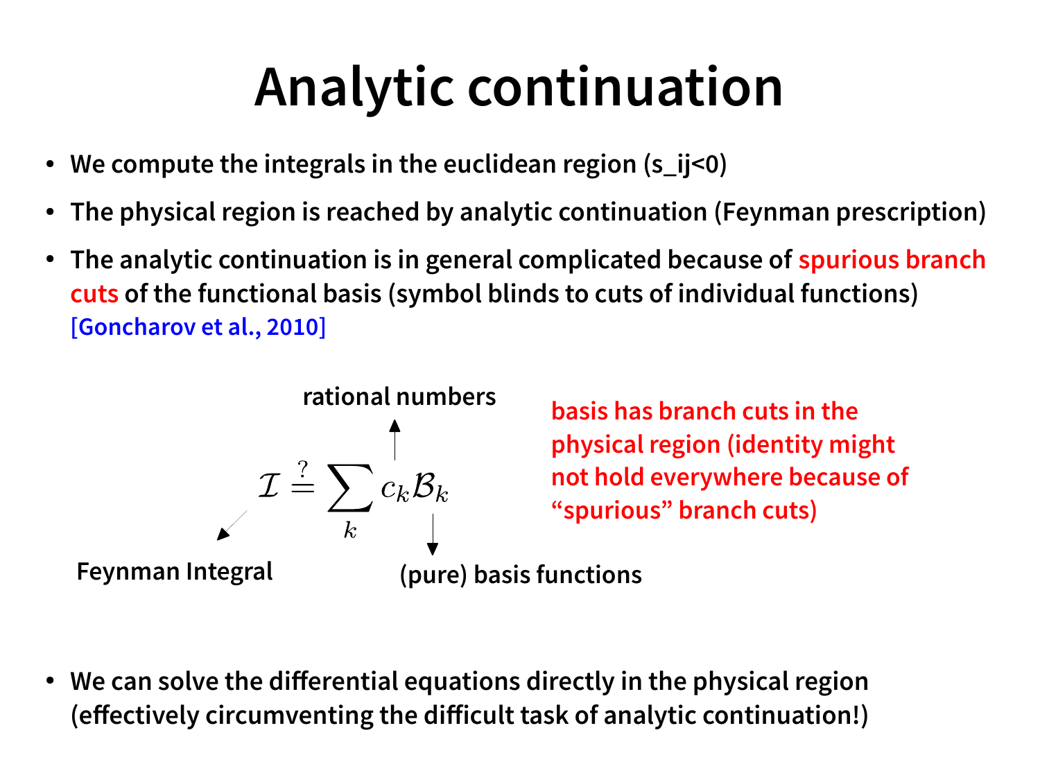# Analytic continuation

- We compute the integrals in the euclidean region (s_ij<0)
- The physical region is reached by analytic continuation (Feynman prescription)
- The analytic continuation is in general complicated because of spurious branch cuts of the functional basis (symbol blinds to cuts of individual functions) [Goncharov et al., 2010]

rational numbers

$$\mathcal{I} \stackrel{?}{=} \sum_k c_k \mathcal{B}_k$$

Feynman Integral

(pure) basis functions

basis has branch cuts in the physical region (identity might not hold everywhere because of “spurious” branch cuts)

- We can solve the differential equations directly in the physical region (effectively circumventing the difficult task of analytic continuation!)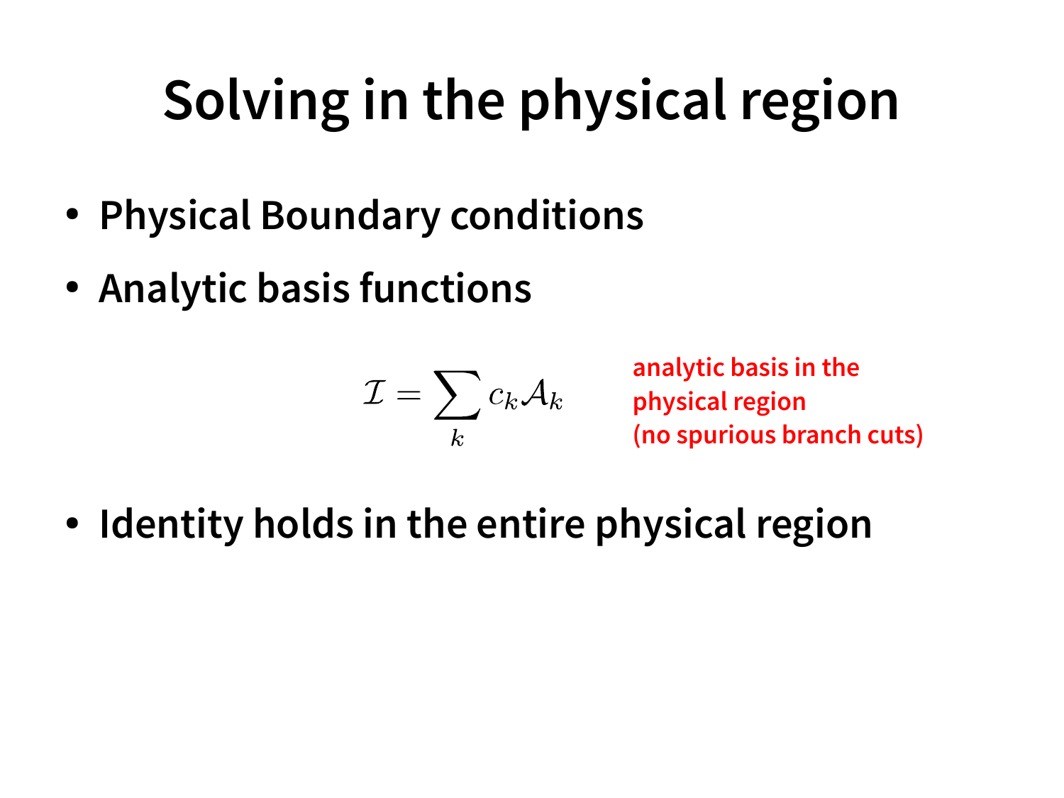# Solving in the physical region

- **Physical Boundary conditions**
- **Analytic basis functions**

$$\mathcal{I} = \sum_k c_k \mathcal{A}_k$$

analytic basis in the physical region (no spurious branch cuts)

- **Identity holds in the entire physical region**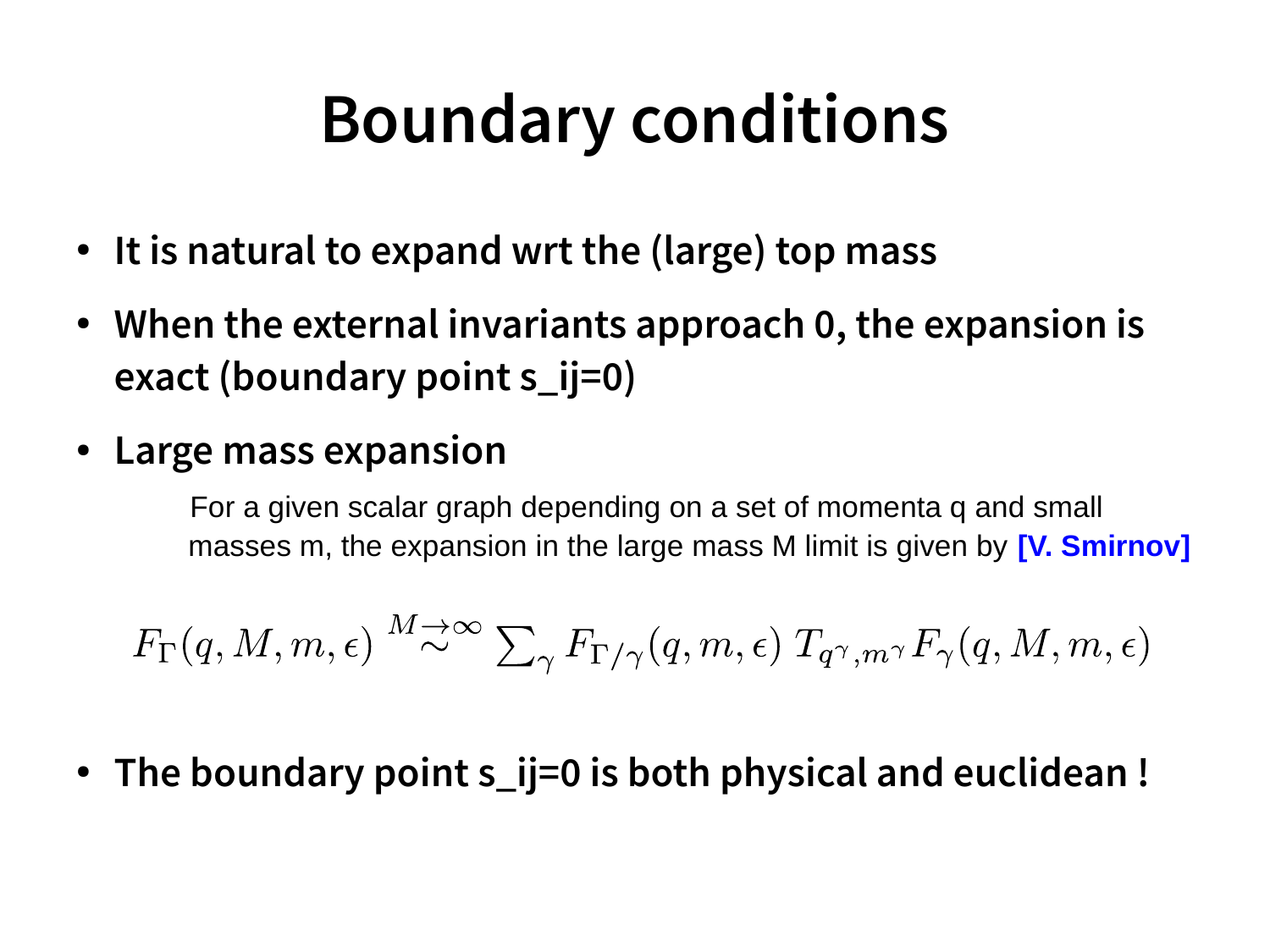# Boundary conditions

- **It is natural to expand wrt the (large) top mass**
- **When the external invariants approach 0, the expansion is exact (boundary point s_ij=0)**
- **Large mass expansion**

  For a given scalar graph depending on a set of momenta q and small masses m, the expansion in the large mass M limit is given by **[V. Smirnov]**

$$F_\Gamma(q, M, m, \epsilon) \overset{M \to \infty}{\sim} \sum_\gamma F_{\Gamma/\gamma}(q, m, \epsilon)\, T_{q^\gamma, m^\gamma} F_\gamma(q, M, m, \epsilon)$$

- **The boundary point s_ij=0 is both physical and euclidean !**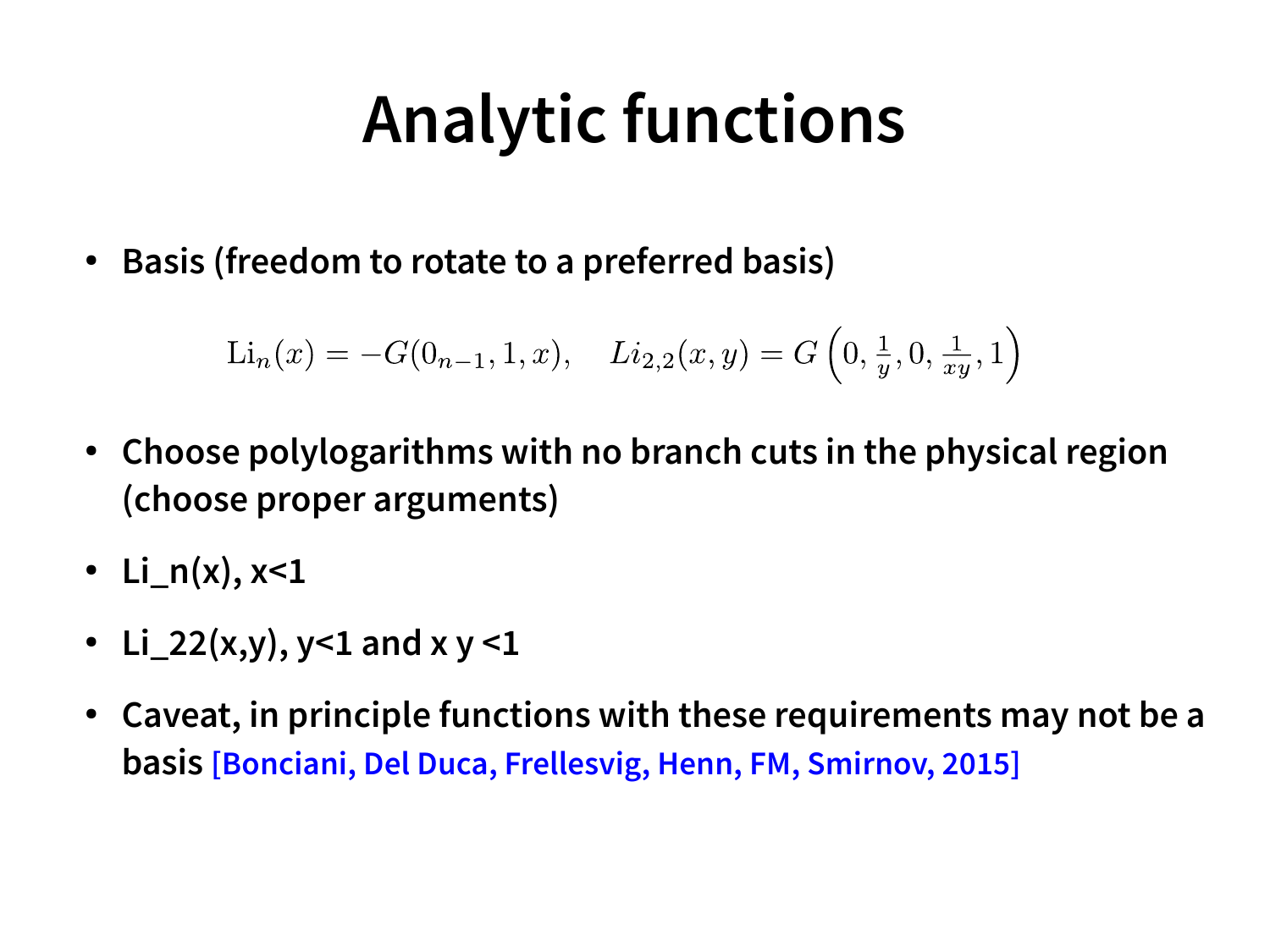# Analytic functions

- **Basis (freedom to rotate to a preferred basis)**

$$\mathrm{Li}_n(x) = -G(0_{n-1}, 1, x), \quad Li_{2,2}(x,y) = G\left(0, \frac{1}{y}, 0, \frac{1}{xy}, 1\right)$$

- **Choose polylogarithms with no branch cuts in the physical region (choose proper arguments)**
- **Li_n(x), x<1**
- **Li_22(x,y), y<1 and x y <1**
- **Caveat, in principle functions with these requirements may not be a basis** [Bonciani, Del Duca, Frellesvig, Henn, FM, Smirnov, 2015]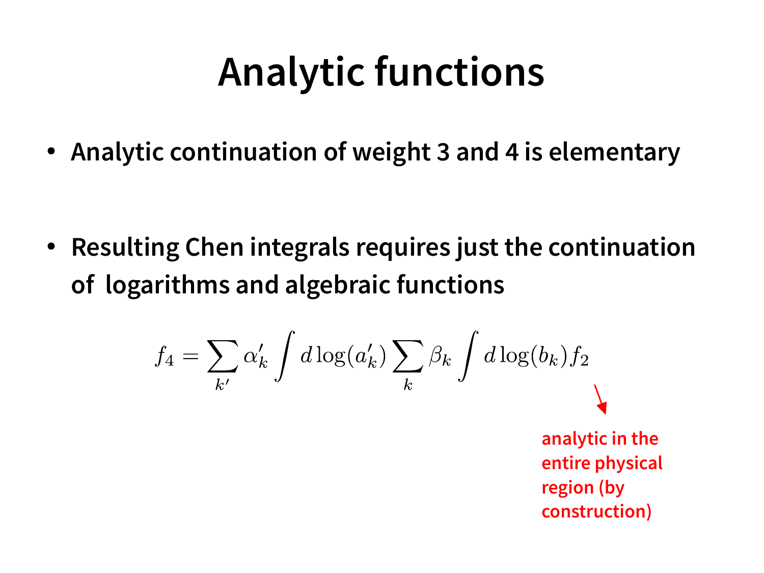# Analytic functions

- Analytic continuation of weight 3 and 4 is elementary

- Resulting Chen integrals requires just the continuation of logarithms and algebraic functions

$$f_4 = \sum_{k'} \alpha'_k \int d\log(a'_k) \sum_k \beta_k \int d\log(b_k) f_2$$

analytic in the entire physical region (by construction)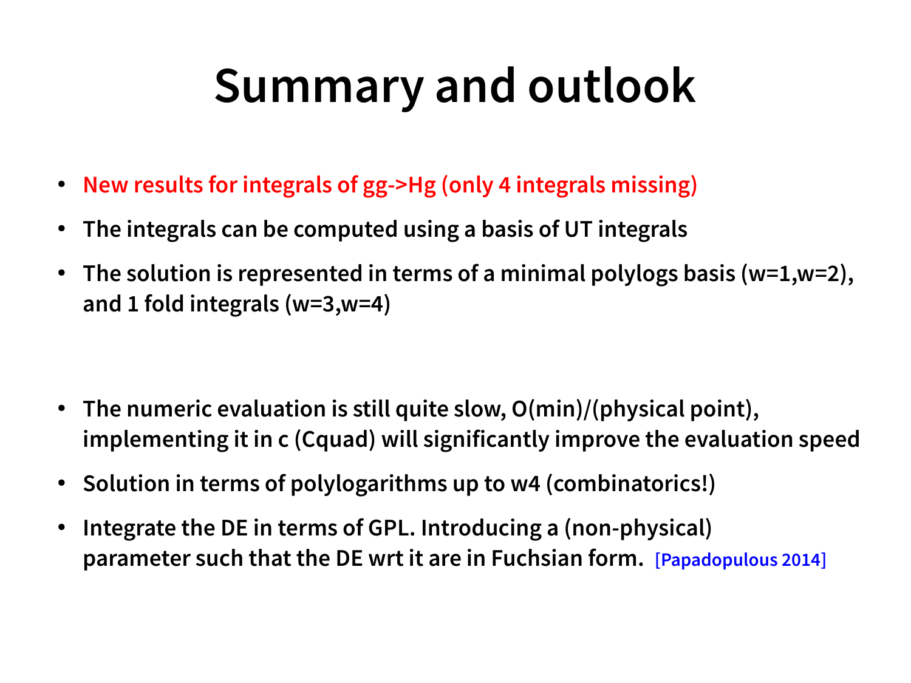# Summary and outlook

- New results for integrals of gg->Hg (only 4 integrals missing)
- The integrals can be computed using a basis of UT integrals
- The solution is represented in terms of a minimal polylogs basis (w=1,w=2), and 1 fold integrals (w=3,w=4)

- The numeric evaluation is still quite slow, O(min)/(physical point), implementing it in c (Cquad) will significantly improve the evaluation speed
- Solution in terms of polylogarithms up to w4 (combinatorics!)
- Integrate the DE in terms of GPL. Introducing a (non-physical) parameter such that the DE wrt it are in Fuchsian form. [Papadopulous 2014]